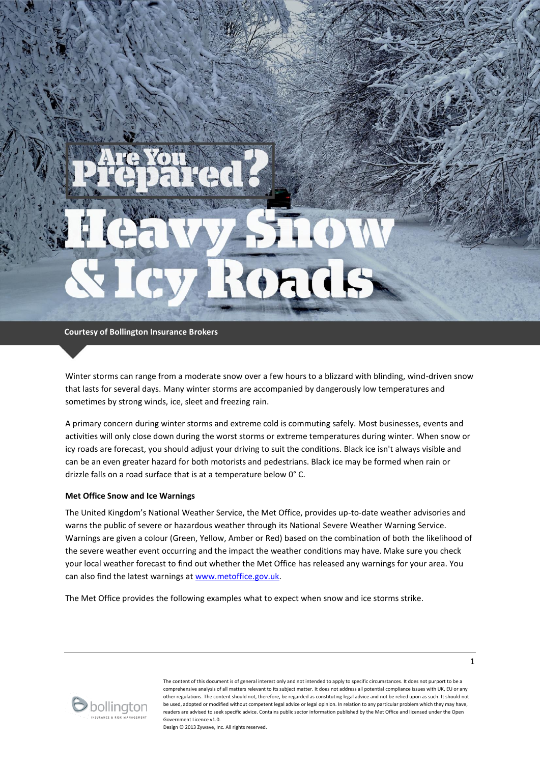# Are You Prepared? Heavy Snow & Icy Roads

**Courtesy of Bollington Insurance Brokers**

Winter storms can range from a moderate snow over a few hours to a blizzard with blinding, wind-driven snow that lasts for several days. Many winter storms are accompanied by dangerously low temperatures and sometimes by strong winds, ice, sleet and freezing rain.

A primary concern during winter storms and extreme cold is commuting safely. Most businesses, events and activities will only close down during the worst storms or extreme temperatures during winter. When snow or icy roads are forecast, you should adjust your driving to suit the conditions. Black ice isn't always visible and can be an even greater hazard for both motorists and pedestrians. Black ice may be formed when rain or drizzle falls on a road surface that is at a temperature below 0° C.

**Met Office Snow and Ice Warnings**

The United Kingdom's National Weather Service, the Met Office, provides up-to-date weather advisories and warns the public of severe or hazardous weather through its National Severe Weather Warning Service. Warnings are given a colour (Green, Yellow, Amber or Red) based on the combination of both the likelihood of the severe weather event occurring and the impact the weather conditions may have. Make sure you check your local weather forecast to find out whether the Met Office has released any warnings for your area. You can also find the latest warnings at www.metoffice.gov.uk.

The Met Office provides the following examples what to expect when snow and ice storms strike.

The content of this document is of general interest only and not intended to apply to specific circumstances. It does not purport to be a comprehensive analysis of all matters relevant to its subject matter. It does not address all potential compliance issues with UK, EU or any other regulations. The content should not, therefore, be regarded as constituting legal advice and not be relied upon as such. It should not be used, adopted or modified without competent legal advice or legal opinion. In relation to any particular problem which they may have, readers are advised to seek specific advice. Contains public sector information published by the Met Office and licensed under the Open Government Licence v1.0.
Design © 2013 Zywave, Inc. All rights reserved.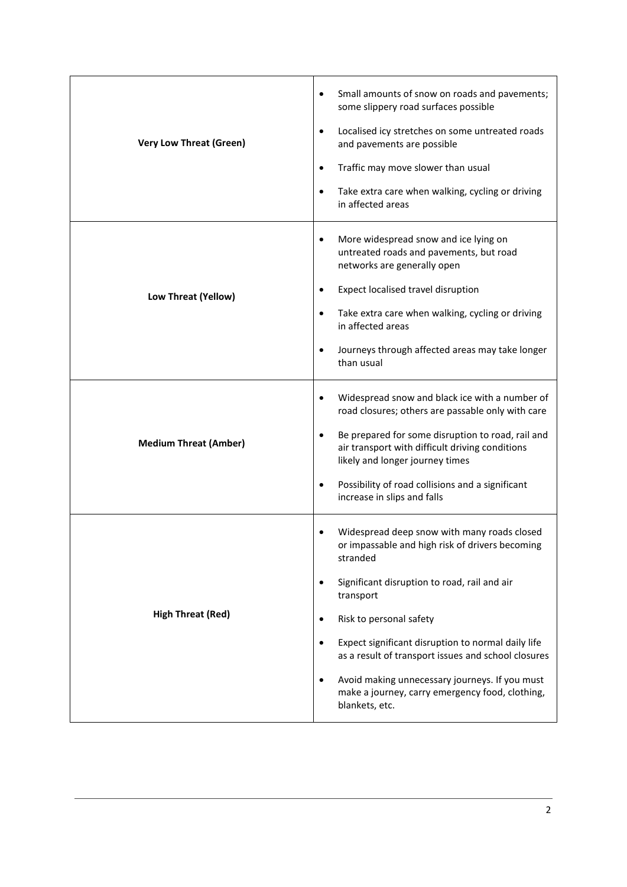| | |
|---|---|
| **Very Low Threat (Green)** | • Small amounts of snow on roads and pavements; some slippery road surfaces possible<br>• Localised icy stretches on some untreated roads and pavements are possible<br>• Traffic may move slower than usual<br>• Take extra care when walking, cycling or driving in affected areas |
| **Low Threat (Yellow)** | • More widespread snow and ice lying on untreated roads and pavements, but road networks are generally open<br>• Expect localised travel disruption<br>• Take extra care when walking, cycling or driving in affected areas<br>• Journeys through affected areas may take longer than usual |
| **Medium Threat (Amber)** | • Widespread snow and black ice with a number of road closures; others are passable only with care<br>• Be prepared for some disruption to road, rail and air transport with difficult driving conditions likely and longer journey times<br>• Possibility of road collisions and a significant increase in slips and falls |
| **High Threat (Red)** | • Widespread deep snow with many roads closed or impassable and high risk of drivers becoming stranded<br>• Significant disruption to road, rail and air transport<br>• Risk to personal safety<br>• Expect significant disruption to normal daily life as a result of transport issues and school closures<br>• Avoid making unnecessary journeys. If you must make a journey, carry emergency food, clothing, blankets, etc. |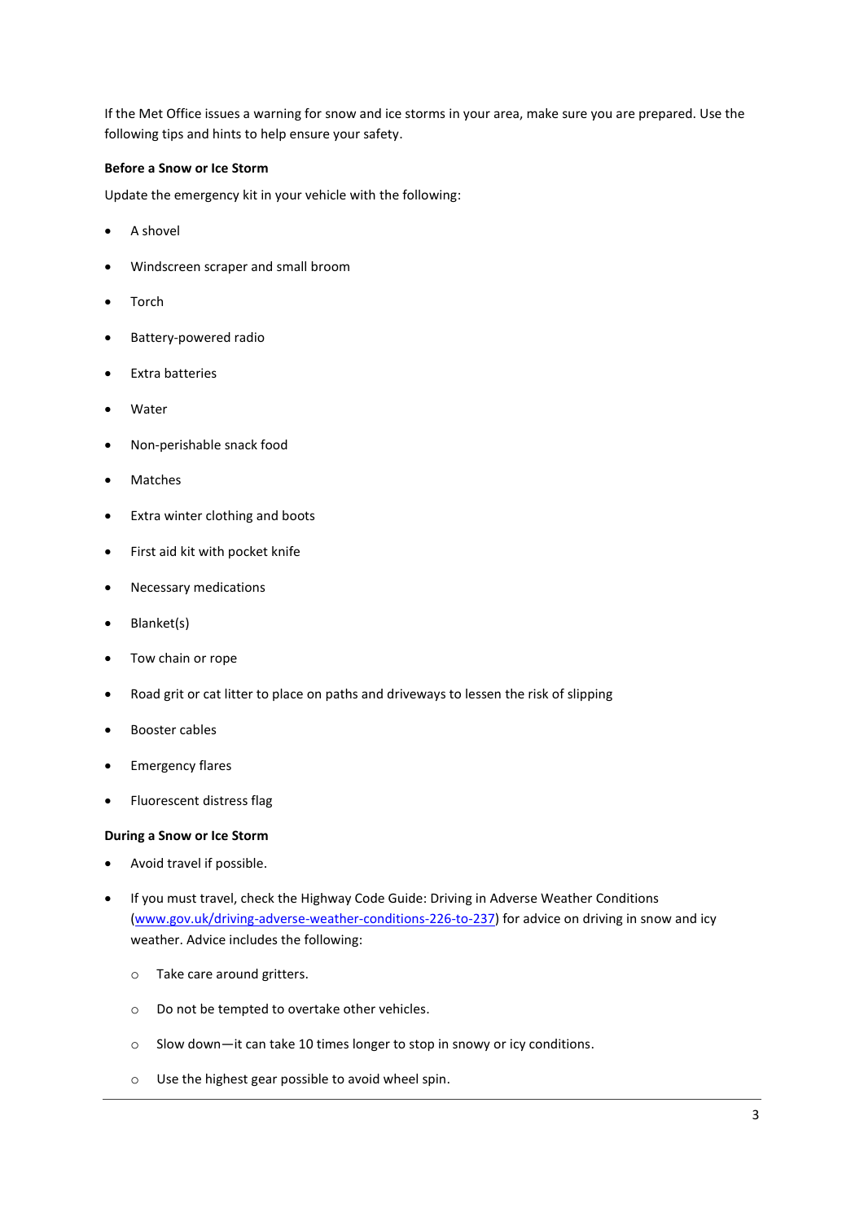If the Met Office issues a warning for snow and ice storms in your area, make sure you are prepared. Use the following tips and hints to help ensure your safety.

**Before a Snow or Ice Storm**

Update the emergency kit in your vehicle with the following:

- A shovel
- Windscreen scraper and small broom
- Torch
- Battery-powered radio
- Extra batteries
- Water
- Non-perishable snack food
- Matches
- Extra winter clothing and boots
- First aid kit with pocket knife
- Necessary medications
- Blanket(s)
- Tow chain or rope
- Road grit or cat litter to place on paths and driveways to lessen the risk of slipping
- Booster cables
- Emergency flares
- Fluorescent distress flag

**During a Snow or Ice Storm**

- Avoid travel if possible.
- If you must travel, check the Highway Code Guide: Driving in Adverse Weather Conditions ([www.gov.uk/driving-adverse-weather-conditions-226-to-237](http://www.gov.uk/driving-adverse-weather-conditions-226-to-237)) for advice on driving in snow and icy weather. Advice includes the following:
    - Take care around gritters.
    - Do not be tempted to overtake other vehicles.
    - Slow down—it can take 10 times longer to stop in snowy or icy conditions.
    - Use the highest gear possible to avoid wheel spin.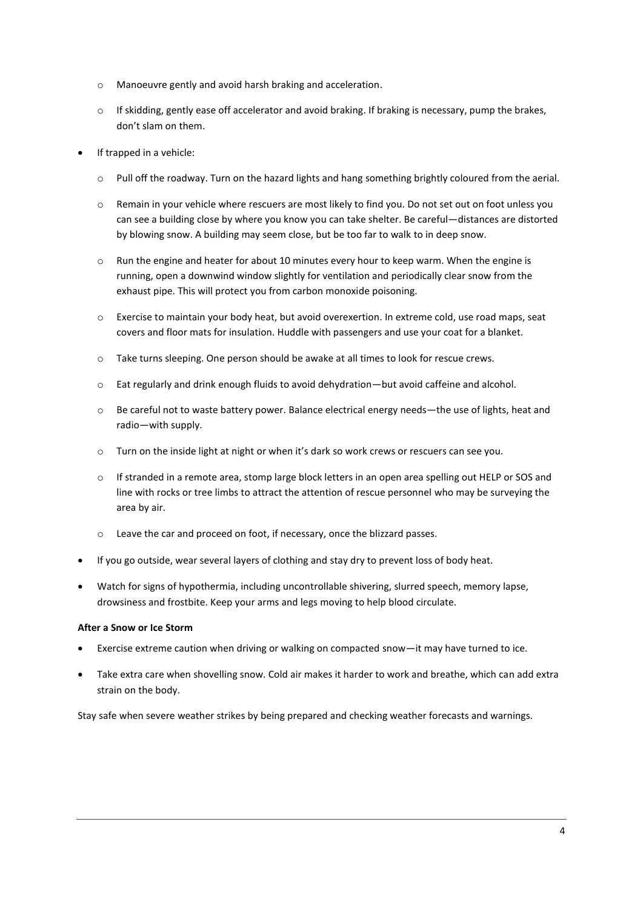- Manoeuvre gently and avoid harsh braking and acceleration.
    - If skidding, gently ease off accelerator and avoid braking. If braking is necessary, pump the brakes, don't slam on them.
- If trapped in a vehicle:
    - Pull off the roadway. Turn on the hazard lights and hang something brightly coloured from the aerial.
    - Remain in your vehicle where rescuers are most likely to find you. Do not set out on foot unless you can see a building close by where you know you can take shelter. Be careful—distances are distorted by blowing snow. A building may seem close, but be too far to walk to in deep snow.
    - Run the engine and heater for about 10 minutes every hour to keep warm. When the engine is running, open a downwind window slightly for ventilation and periodically clear snow from the exhaust pipe. This will protect you from carbon monoxide poisoning.
    - Exercise to maintain your body heat, but avoid overexertion. In extreme cold, use road maps, seat covers and floor mats for insulation. Huddle with passengers and use your coat for a blanket.
    - Take turns sleeping. One person should be awake at all times to look for rescue crews.
    - Eat regularly and drink enough fluids to avoid dehydration—but avoid caffeine and alcohol.
    - Be careful not to waste battery power. Balance electrical energy needs—the use of lights, heat and radio—with supply.
    - Turn on the inside light at night or when it's dark so work crews or rescuers can see you.
    - If stranded in a remote area, stomp large block letters in an open area spelling out HELP or SOS and line with rocks or tree limbs to attract the attention of rescue personnel who may be surveying the area by air.
    - Leave the car and proceed on foot, if necessary, once the blizzard passes.
- If you go outside, wear several layers of clothing and stay dry to prevent loss of body heat.
- Watch for signs of hypothermia, including uncontrollable shivering, slurred speech, memory lapse, drowsiness and frostbite. Keep your arms and legs moving to help blood circulate.

**After a Snow or Ice Storm**

- Exercise extreme caution when driving or walking on compacted snow—it may have turned to ice.
- Take extra care when shovelling snow. Cold air makes it harder to work and breathe, which can add extra strain on the body.

Stay safe when severe weather strikes by being prepared and checking weather forecasts and warnings.